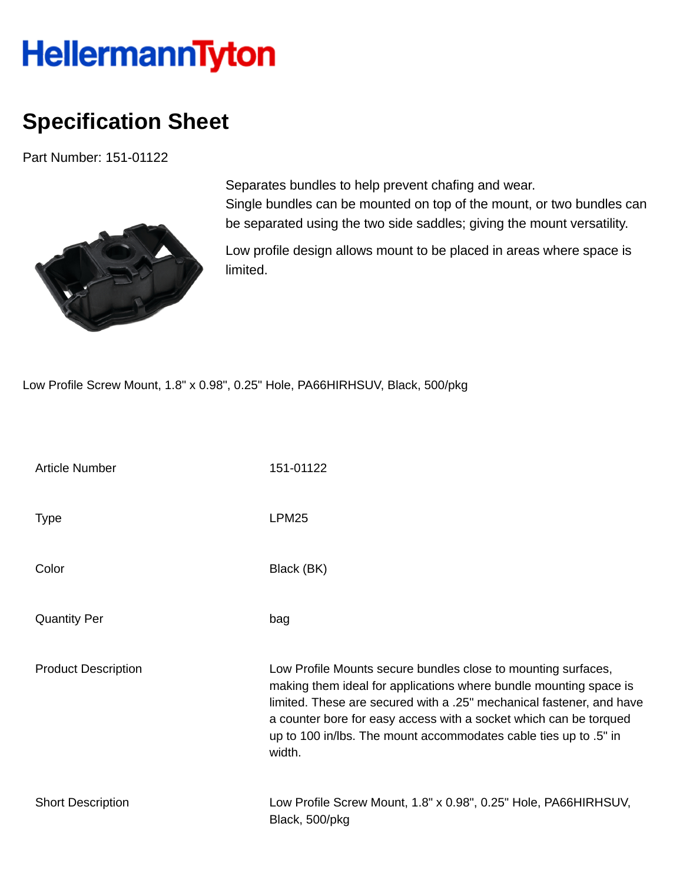HellermannTyton

# Specification Sheet

Part Number: 151-01122

Separates bundles to help prevent chafing and wear.
Single bundles can be mounted on top of the mount, or two bundles can be separated using the two side saddles; giving the mount versatility.

Low profile design allows mount to be placed in areas where space is limited.

Low Profile Screw Mount, 1.8" x 0.98", 0.25" Hole, PA66HIRHSUV, Black, 500/pkg

| | |
|---|---|
| Article Number | 151-01122 |
| Type | LPM25 |
| Color | Black (BK) |
| Quantity Per | bag |
| Product Description | Low Profile Mounts secure bundles close to mounting surfaces, making them ideal for applications where bundle mounting space is limited. These are secured with a .25" mechanical fastener, and have a counter bore for easy access with a socket which can be torqued up to 100 in/lbs. The mount accommodates cable ties up to .5" in width. |
| Short Description | Low Profile Screw Mount, 1.8" x 0.98", 0.25" Hole, PA66HIRHSUV, Black, 500/pkg |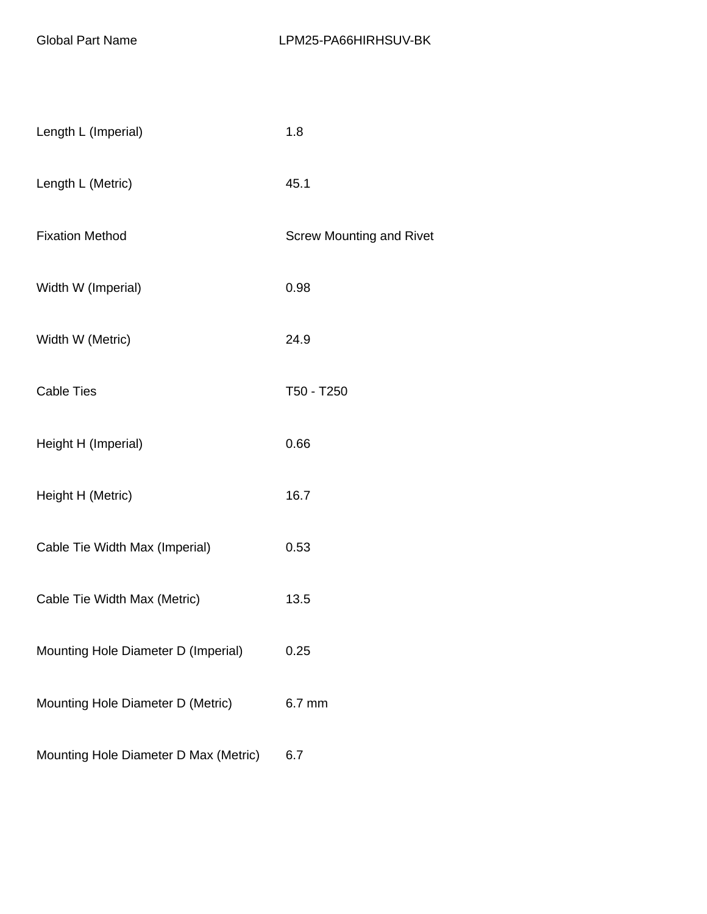| Global Part Name | LPM25-PA66HIRHSUV-BK |
| --- | --- |
| Length L (Imperial) | 1.8 |
| Length L (Metric) | 45.1 |
| Fixation Method | Screw Mounting and Rivet |
| Width W (Imperial) | 0.98 |
| Width W (Metric) | 24.9 |
| Cable Ties | T50 - T250 |
| Height H (Imperial) | 0.66 |
| Height H (Metric) | 16.7 |
| Cable Tie Width Max (Imperial) | 0.53 |
| Cable Tie Width Max (Metric) | 13.5 |
| Mounting Hole Diameter D (Imperial) | 0.25 |
| Mounting Hole Diameter D (Metric) | 6.7 mm |
| Mounting Hole Diameter D Max (Metric) | 6.7 |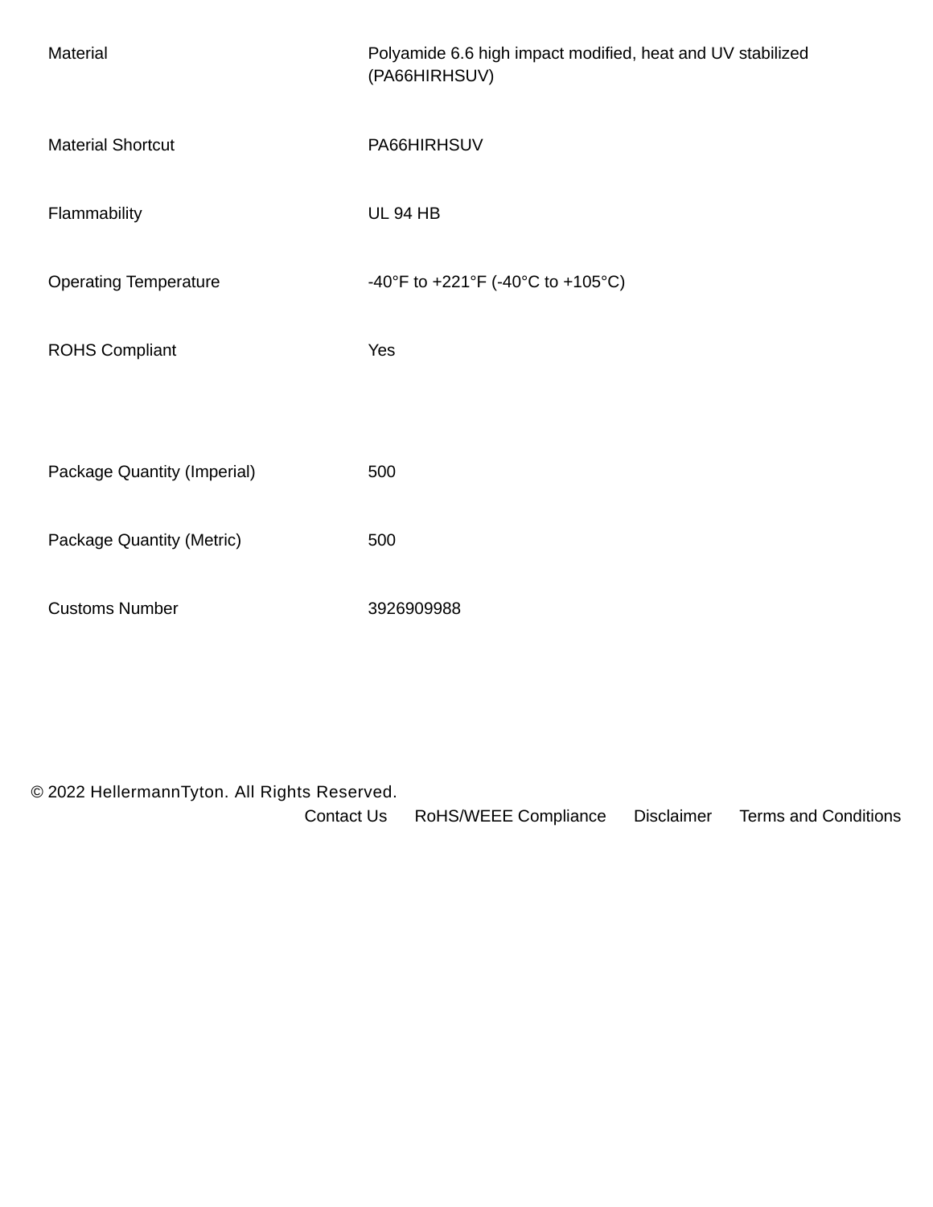| | |
|---|---|
| Material | Polyamide 6.6 high impact modified, heat and UV stabilized (PA66HIRHSUV) |
| Material Shortcut | PA66HIRHSUV |
| Flammability | UL 94 HB |
| Operating Temperature | -40°F to +221°F (-40°C to +105°C) |
| ROHS Compliant | Yes |

| | |
|---|---|
| Package Quantity (Imperial) | 500 |
| Package Quantity (Metric) | 500 |
| Customs Number | 3926909988 |

© 2022 HellermannTyton. All Rights Reserved.

Contact Us RoHS/WEEE Compliance Disclaimer Terms and Conditions